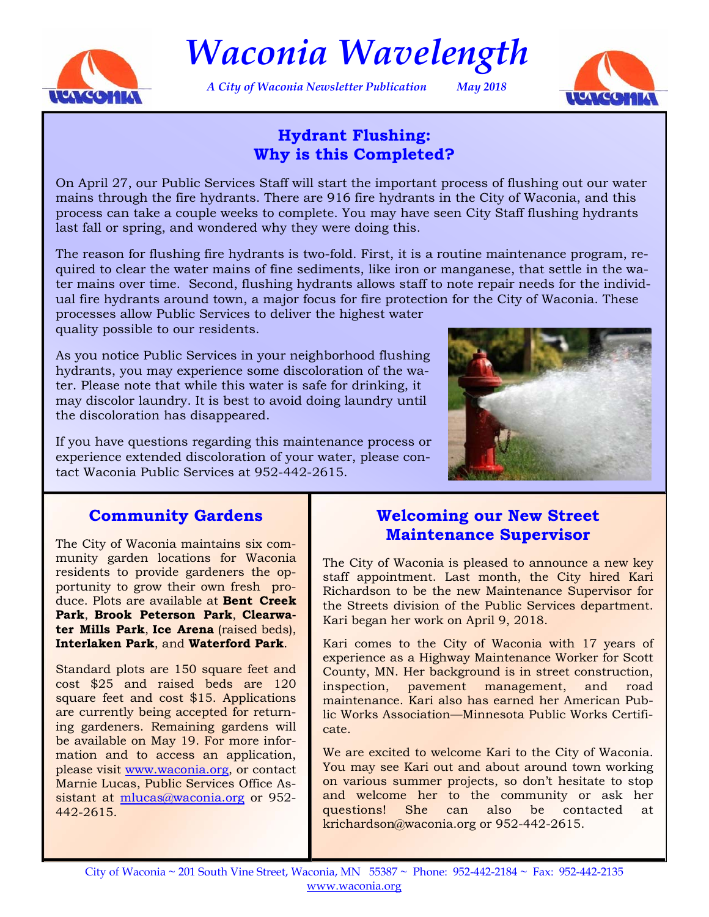# Waconia Wavelength

*A City of Waconia Newsletter Publication* *May 2018*

## Hydrant Flushing: Why is this Completed?

On April 27, our Public Services Staff will start the important process of flushing out our water mains through the fire hydrants. There are 916 fire hydrants in the City of Waconia, and this process can take a couple weeks to complete. You may have seen City Staff flushing hydrants last fall or spring, and wondered why they were doing this.

The reason for flushing fire hydrants is two-fold. First, it is a routine maintenance program, required to clear the water mains of fine sediments, like iron or manganese, that settle in the water mains over time. Second, flushing hydrants allows staff to note repair needs for the individual fire hydrants around town, a major focus for fire protection for the City of Waconia. These processes allow Public Services to deliver the highest water quality possible to our residents.

As you notice Public Services in your neighborhood flushing hydrants, you may experience some discoloration of the water. Please note that while this water is safe for drinking, it may discolor laundry. It is best to avoid doing laundry until the discoloration has disappeared.

If you have questions regarding this maintenance process or experience extended discoloration of your water, please contact Waconia Public Services at 952-442-2615.

## Community Gardens

The City of Waconia maintains six community garden locations for Waconia residents to provide gardeners the opportunity to grow their own fresh produce. Plots are available at **Bent Creek Park**, **Brook Peterson Park**, **Clearwater Mills Park**, **Ice Arena** (raised beds), **Interlaken Park**, and **Waterford Park**.

Standard plots are 150 square feet and cost $25 and raised beds are 120 square feet and cost $15. Applications are currently being accepted for returning gardeners. Remaining gardens will be available on May 19. For more information and to access an application, please visit www.waconia.org, or contact Marnie Lucas, Public Services Office Assistant at mlucas@waconia.org or 952-442-2615.

## Welcoming our New Street Maintenance Supervisor

The City of Waconia is pleased to announce a new key staff appointment. Last month, the City hired Kari Richardson to be the new Maintenance Supervisor for the Streets division of the Public Services department. Kari began her work on April 9, 2018.

Kari comes to the City of Waconia with 17 years of experience as a Highway Maintenance Worker for Scott County, MN. Her background is in street construction, inspection, pavement management, and road maintenance. Kari also has earned her American Public Works Association—Minnesota Public Works Certificate.

We are excited to welcome Kari to the City of Waconia. You may see Kari out and about around town working on various summer projects, so don't hesitate to stop and welcome her to the community or ask her questions! She can also be contacted at krichardson@waconia.org or 952-442-2615.

City of Waconia ~ 201 South Vine Street, Waconia, MN 55387 ~ Phone: 952-442-2184 ~ Fax: 952-442-2135
www.waconia.org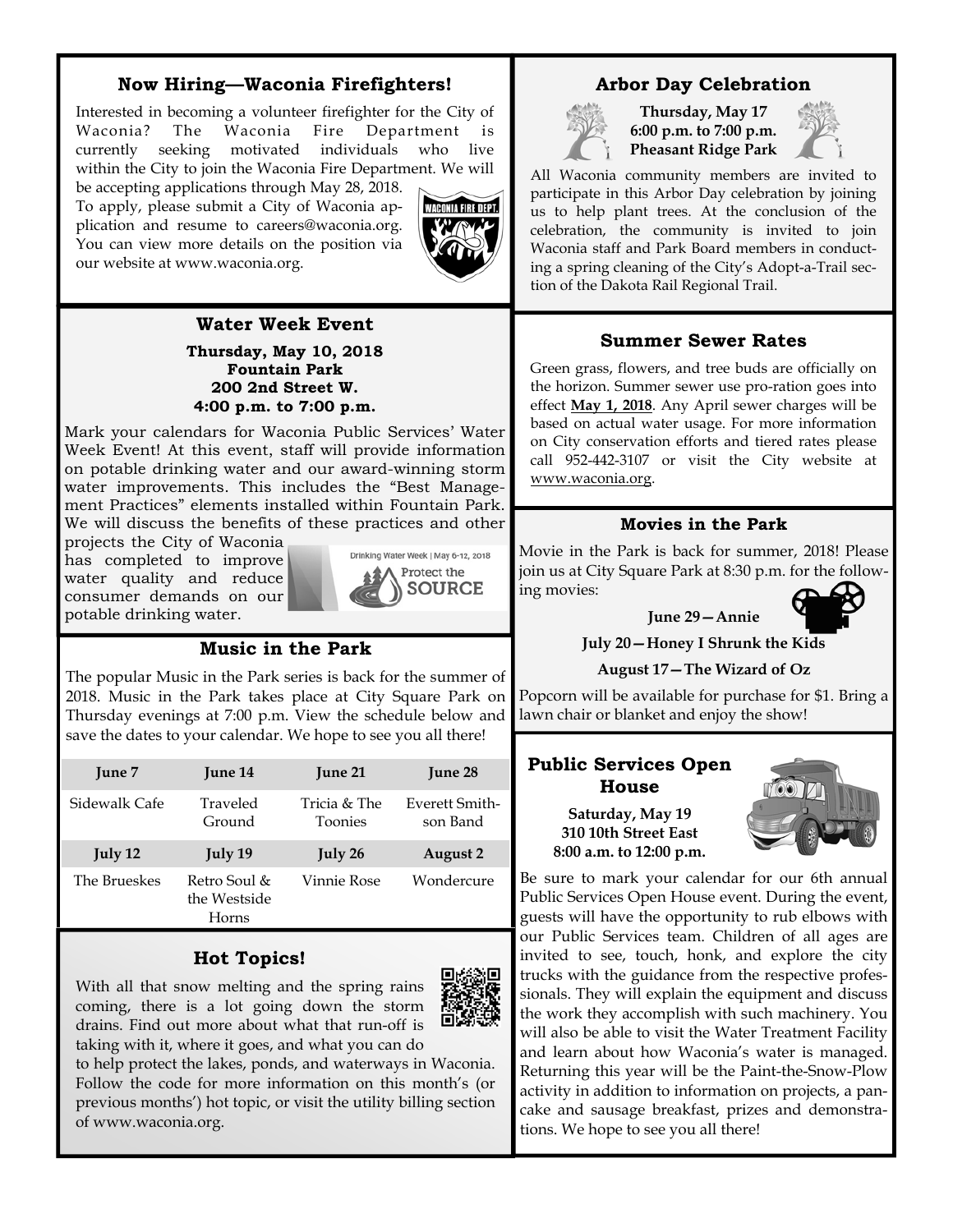## Now Hiring—Waconia Firefighters!

Interested in becoming a volunteer firefighter for the City of Waconia? The Waconia Fire Department is currently seeking motivated individuals who live within the City to join the Waconia Fire Department. We will be accepting applications through May 28, 2018. To apply, please submit a City of Waconia application and resume to careers@waconia.org. You can view more details on the position via our website at www.waconia.org.

## Water Week Event

**Thursday, May 10, 2018**
**Fountain Park**
**200 2nd Street W.**
**4:00 p.m. to 7:00 p.m.**

Mark your calendars for Waconia Public Services' Water Week Event! At this event, staff will provide information on potable drinking water and our award-winning storm water improvements. This includes the "Best Management Practices" elements installed within Fountain Park. We will discuss the benefits of these practices and other projects the City of Waconia has completed to improve water quality and reduce consumer demands on our potable drinking water.

## Music in the Park

The popular Music in the Park series is back for the summer of 2018. Music in the Park takes place at City Square Park on Thursday evenings at 7:00 p.m. View the schedule below and save the dates to your calendar. We hope to see you all there!

| June 7 | June 14 | June 21 | June 28 |
| --- | --- | --- | --- |
| Sidewalk Cafe | Traveled Ground | Tricia & The Toonies | Everett Smithson Band |
| **July 12** | **July 19** | **July 26** | **August 2** |
| The Brueskes | Retro Soul & the Westside Horns | Vinnie Rose | Wondercure |

## Hot Topics!

With all that snow melting and the spring rains coming, there is a lot going down the storm drains. Find out more about what that run-off is taking with it, where it goes, and what you can do to help protect the lakes, ponds, and waterways in Waconia. Follow the code for more information on this month's (or previous months') hot topic, or visit the utility billing section of www.waconia.org.

## Arbor Day Celebration

**Thursday, May 17**
**6:00 p.m. to 7:00 p.m.**
**Pheasant Ridge Park**

All Waconia community members are invited to participate in this Arbor Day celebration by joining us to help plant trees. At the conclusion of the celebration, the community is invited to join Waconia staff and Park Board members in conducting a spring cleaning of the City's Adopt-a-Trail section of the Dakota Rail Regional Trail.

## Summer Sewer Rates

Green grass, flowers, and tree buds are officially on the horizon. Summer sewer use pro-ration goes into effect **May 1, 2018**. Any April sewer charges will be based on actual water usage. For more information on City conservation efforts and tiered rates please call 952-442-3107 or visit the City website at www.waconia.org.

## Movies in the Park

Movie in the Park is back for summer, 2018! Please join us at City Square Park at 8:30 p.m. for the following movies:

**June 29—Annie**

**July 20—Honey I Shrunk the Kids**

**August 17—The Wizard of Oz**

Popcorn will be available for purchase for $1. Bring a lawn chair or blanket and enjoy the show!

## Public Services Open House

**Saturday, May 19**
**310 10th Street East**
**8:00 a.m. to 12:00 p.m.**

Be sure to mark your calendar for our 6th annual Public Services Open House event. During the event, guests will have the opportunity to rub elbows with our Public Services team. Children of all ages are invited to see, touch, honk, and explore the city trucks with the guidance from the respective professionals. They will explain the equipment and discuss the work they accomplish with such machinery. You will also be able to visit the Water Treatment Facility and learn about how Waconia's water is managed. Returning this year will be the Paint-the-Snow-Plow activity in addition to information on projects, a pancake and sausage breakfast, prizes and demonstrations. We hope to see you all there!